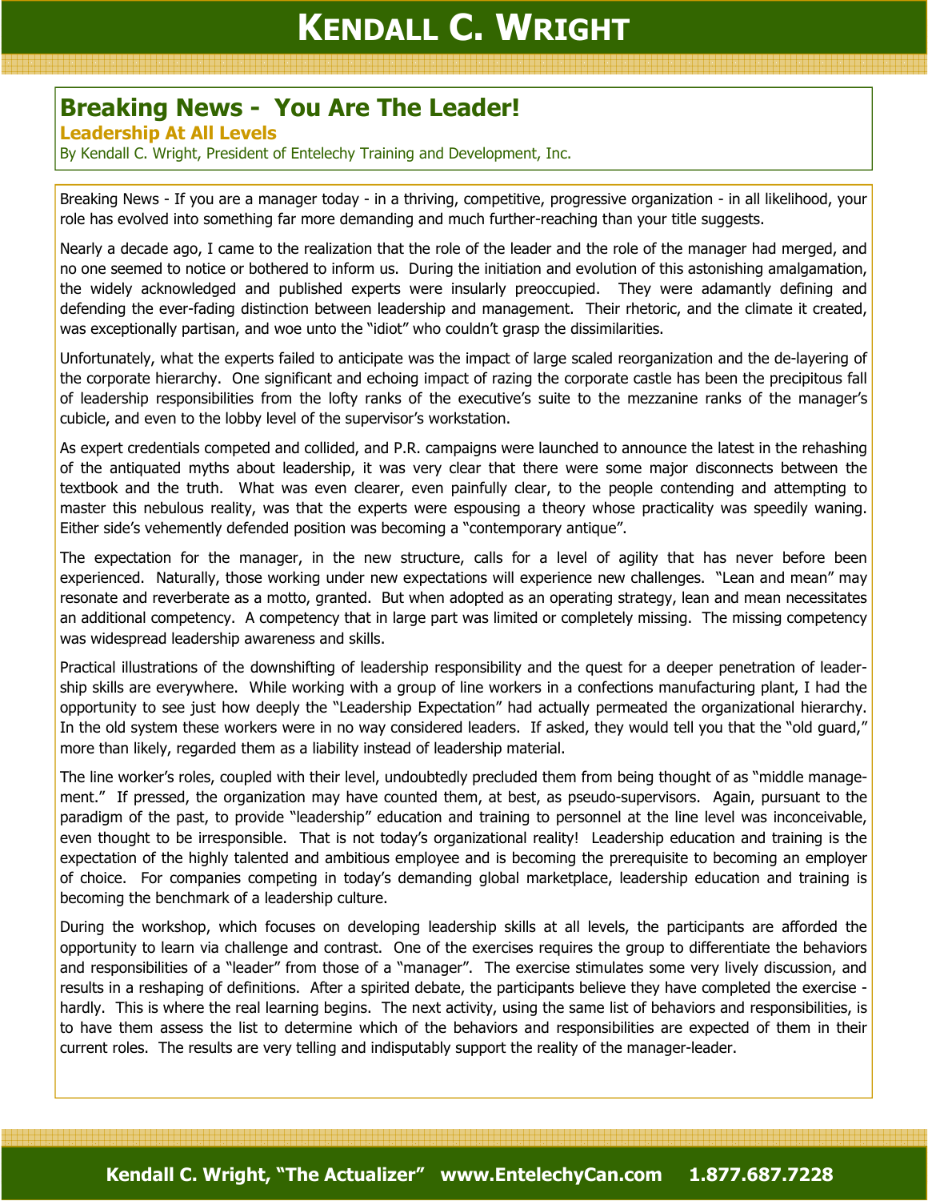# Breaking News - You Are The Leader!

## Leadership At All Levels

By Kendall C. Wright, President of Entelechy Training and Development, Inc.

Breaking News - If you are a manager today - in a thriving, competitive, progressive organization - in all likelihood, your role has evolved into something far more demanding and much further-reaching than your title suggests.

Nearly a decade ago, I came to the realization that the role of the leader and the role of the manager had merged, and no one seemed to notice or bothered to inform us. During the initiation and evolution of this astonishing amalgamation, the widely acknowledged and published experts were insularly preoccupied. They were adamantly defining and defending the ever-fading distinction between leadership and management. Their rhetoric, and the climate it created, was exceptionally partisan, and woe unto the "idiot" who couldn't grasp the dissimilarities.

Unfortunately, what the experts failed to anticipate was the impact of large scaled reorganization and the de-layering of the corporate hierarchy. One significant and echoing impact of razing the corporate castle has been the precipitous fall of leadership responsibilities from the lofty ranks of the executive's suite to the mezzanine ranks of the manager's cubicle, and even to the lobby level of the supervisor's workstation.

As expert credentials competed and collided, and P.R. campaigns were launched to announce the latest in the rehashing of the antiquated myths about leadership, it was very clear that there were some major disconnects between the textbook and the truth. What was even clearer, even painfully clear, to the people contending and attempting to master this nebulous reality, was that the experts were espousing a theory whose practicality was speedily waning. Either side's vehemently defended position was becoming a "contemporary antique".

The expectation for the manager, in the new structure, calls for a level of agility that has never before been experienced. Naturally, those working under new expectations will experience new challenges. "Lean and mean" may resonate and reverberate as a motto, granted. But when adopted as an operating strategy, lean and mean necessitates an additional competency. A competency that in large part was limited or completely missing. The missing competency was widespread leadership awareness and skills.

Practical illustrations of the downshifting of leadership responsibility and the quest for a deeper penetration of leadership skills are everywhere. While working with a group of line workers in a confections manufacturing plant, I had the opportunity to see just how deeply the "Leadership Expectation" had actually permeated the organizational hierarchy. In the old system these workers were in no way considered leaders. If asked, they would tell you that the "old guard," more than likely, regarded them as a liability instead of leadership material.

The line worker's roles, coupled with their level, undoubtedly precluded them from being thought of as "middle management." If pressed, the organization may have counted them, at best, as pseudo-supervisors. Again, pursuant to the paradigm of the past, to provide "leadership" education and training to personnel at the line level was inconceivable, even thought to be irresponsible. That is not today's organizational reality! Leadership education and training is the expectation of the highly talented and ambitious employee and is becoming the prerequisite to becoming an employer of choice. For companies competing in today's demanding global marketplace, leadership education and training is becoming the benchmark of a leadership culture.

During the workshop, which focuses on developing leadership skills at all levels, the participants are afforded the opportunity to learn via challenge and contrast. One of the exercises requires the group to differentiate the behaviors and responsibilities of a "leader" from those of a "manager". The exercise stimulates some very lively discussion, and results in a reshaping of definitions. After a spirited debate, the participants believe they have completed the exercise - hardly. This is where the real learning begins. The next activity, using the same list of behaviors and responsibilities, is to have them assess the list to determine which of the behaviors and responsibilities are expected of them in their current roles. The results are very telling and indisputably support the reality of the manager-leader.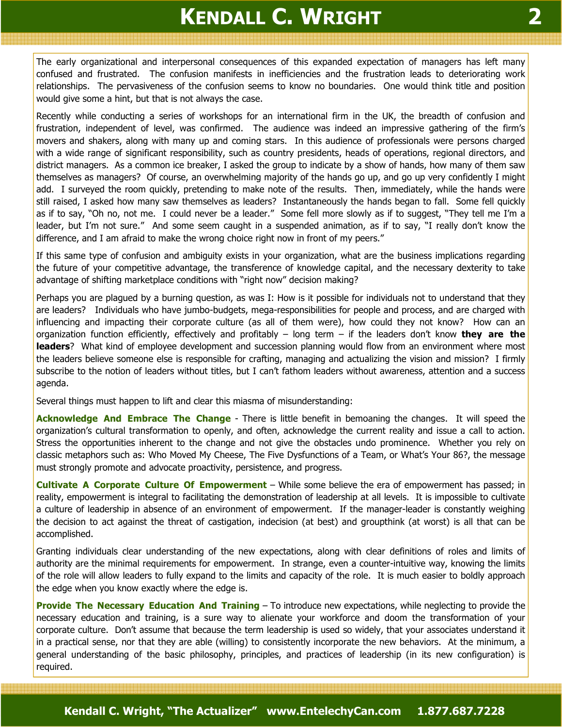The early organizational and interpersonal consequences of this expanded expectation of managers has left many confused and frustrated. The confusion manifests in inefficiencies and the frustration leads to deteriorating work relationships. The pervasiveness of the confusion seems to know no boundaries. One would think title and position would give some a hint, but that is not always the case.

Recently while conducting a series of workshops for an international firm in the UK, the breadth of confusion and frustration, independent of level, was confirmed. The audience was indeed an impressive gathering of the firm's movers and shakers, along with many up and coming stars. In this audience of professionals were persons charged with a wide range of significant responsibility, such as country presidents, heads of operations, regional directors, and district managers. As a common ice breaker, I asked the group to indicate by a show of hands, how many of them saw themselves as managers? Of course, an overwhelming majority of the hands go up, and go up very confidently I might add. I surveyed the room quickly, pretending to make note of the results. Then, immediately, while the hands were still raised, I asked how many saw themselves as leaders? Instantaneously the hands began to fall. Some fell quickly as if to say, "Oh no, not me. I could never be a leader." Some fell more slowly as if to suggest, "They tell me I'm a leader, but I'm not sure." And some seem caught in a suspended animation, as if to say, "I really don't know the difference, and I am afraid to make the wrong choice right now in front of my peers."

If this same type of confusion and ambiguity exists in your organization, what are the business implications regarding the future of your competitive advantage, the transference of knowledge capital, and the necessary dexterity to take advantage of shifting marketplace conditions with "right now" decision making?

Perhaps you are plagued by a burning question, as was I: How is it possible for individuals not to understand that they are leaders? Individuals who have jumbo-budgets, mega-responsibilities for people and process, and are charged with influencing and impacting their corporate culture (as all of them were), how could they not know? How can an organization function efficiently, effectively and profitably – long term – if the leaders don't know **they are the leaders**? What kind of employee development and succession planning would flow from an environment where most the leaders believe someone else is responsible for crafting, managing and actualizing the vision and mission? I firmly subscribe to the notion of leaders without titles, but I can't fathom leaders without awareness, attention and a success agenda.

Several things must happen to lift and clear this miasma of misunderstanding:

**Acknowledge And Embrace The Change** - There is little benefit in bemoaning the changes. It will speed the organization's cultural transformation to openly, and often, acknowledge the current reality and issue a call to action. Stress the opportunities inherent to the change and not give the obstacles undo prominence. Whether you rely on classic metaphors such as: Who Moved My Cheese, The Five Dysfunctions of a Team, or What's Your 86?, the message must strongly promote and advocate proactivity, persistence, and progress.

**Cultivate A Corporate Culture Of Empowerment** – While some believe the era of empowerment has passed; in reality, empowerment is integral to facilitating the demonstration of leadership at all levels. It is impossible to cultivate a culture of leadership in absence of an environment of empowerment. If the manager-leader is constantly weighing the decision to act against the threat of castigation, indecision (at best) and groupthink (at worst) is all that can be accomplished.

Granting individuals clear understanding of the new expectations, along with clear definitions of roles and limits of authority are the minimal requirements for empowerment. In strange, even a counter-intuitive way, knowing the limits of the role will allow leaders to fully expand to the limits and capacity of the role. It is much easier to boldly approach the edge when you know exactly where the edge is.

**Provide The Necessary Education And Training** – To introduce new expectations, while neglecting to provide the necessary education and training, is a sure way to alienate your workforce and doom the transformation of your corporate culture. Don't assume that because the term leadership is used so widely, that your associates understand it in a practical sense, nor that they are able (willing) to consistently incorporate the new behaviors. At the minimum, a general understanding of the basic philosophy, principles, and practices of leadership (in its new configuration) is required.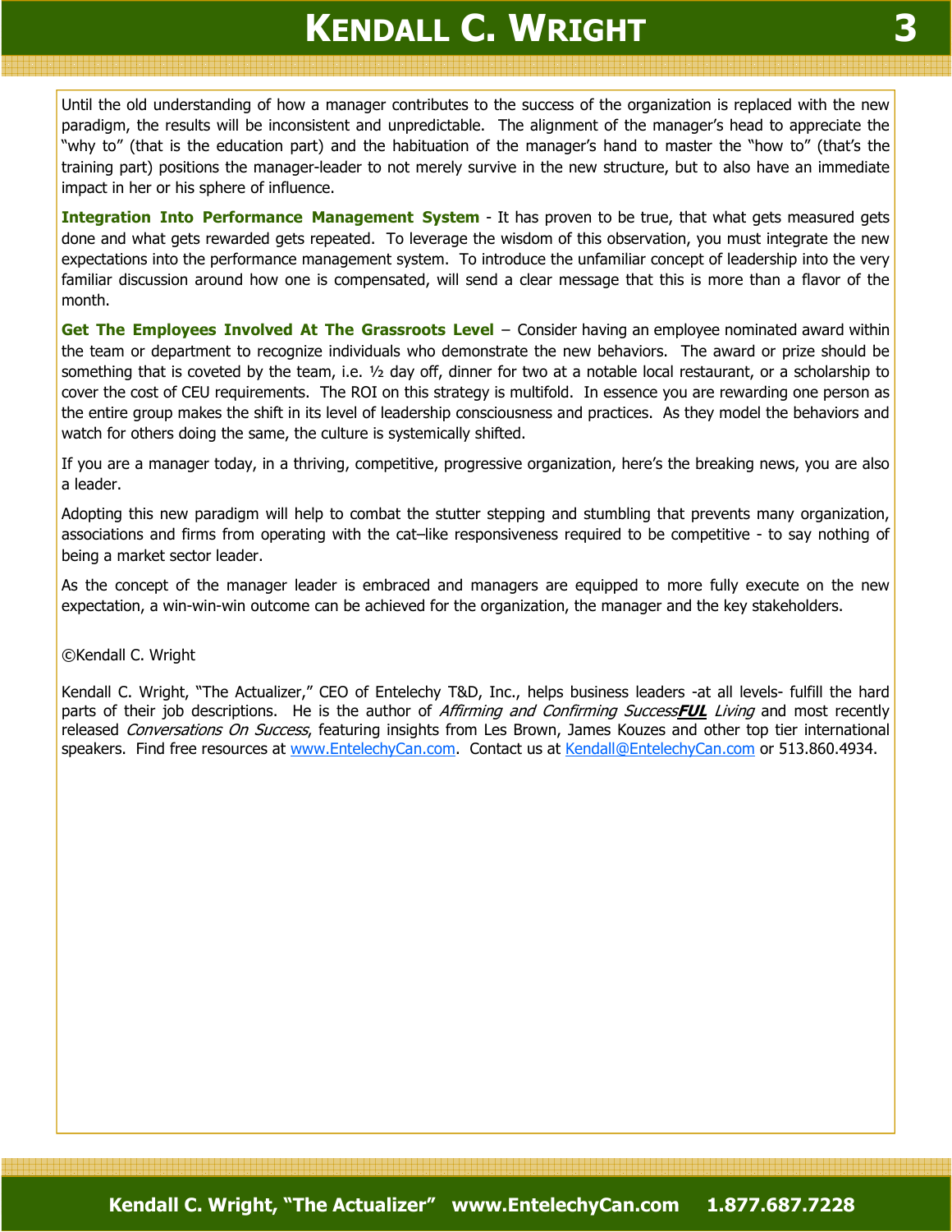Until the old understanding of how a manager contributes to the success of the organization is replaced with the new paradigm, the results will be inconsistent and unpredictable. The alignment of the manager's head to appreciate the "why to" (that is the education part) and the habituation of the manager's hand to master the "how to" (that's the training part) positions the manager-leader to not merely survive in the new structure, but to also have an immediate impact in her or his sphere of influence.

**Integration Into Performance Management System** - It has proven to be true, that what gets measured gets done and what gets rewarded gets repeated. To leverage the wisdom of this observation, you must integrate the new expectations into the performance management system. To introduce the unfamiliar concept of leadership into the very familiar discussion around how one is compensated, will send a clear message that this is more than a flavor of the month.

**Get The Employees Involved At The Grassroots Level** – Consider having an employee nominated award within the team or department to recognize individuals who demonstrate the new behaviors. The award or prize should be something that is coveted by the team, i.e. ½ day off, dinner for two at a notable local restaurant, or a scholarship to cover the cost of CEU requirements. The ROI on this strategy is multifold. In essence you are rewarding one person as the entire group makes the shift in its level of leadership consciousness and practices. As they model the behaviors and watch for others doing the same, the culture is systemically shifted.

If you are a manager today, in a thriving, competitive, progressive organization, here's the breaking news, you are also a leader.

Adopting this new paradigm will help to combat the stutter stepping and stumbling that prevents many organization, associations and firms from operating with the cat–like responsiveness required to be competitive - to say nothing of being a market sector leader.

As the concept of the manager leader is embraced and managers are equipped to more fully execute on the new expectation, a win-win-win outcome can be achieved for the organization, the manager and the key stakeholders.

©Kendall C. Wright

Kendall C. Wright, "The Actualizer," CEO of Entelechy T&D, Inc., helps business leaders -at all levels- fulfill the hard parts of their job descriptions. He is the author of *Affirming and Confirming Success**FUL** Living* and most recently released *Conversations On Success*, featuring insights from Les Brown, James Kouzes and other top tier international speakers. Find free resources at www.EntelechyCan.com. Contact us at Kendall@EntelechyCan.com or 513.860.4934.